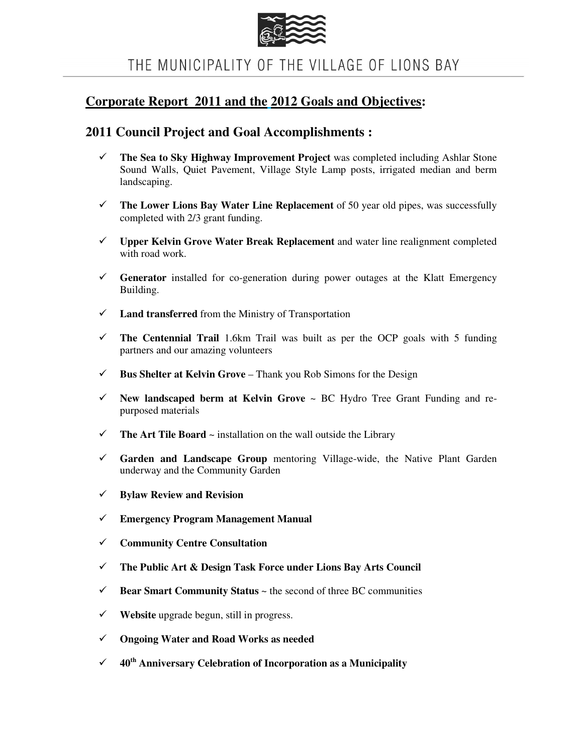THE MUNICIPALITY OF THE VILLAGE OF LIONS BAY

## **Corporate Report 2011 and the 2012 Goals and Objectives:**

## 2011 Council Project and Goal Accomplishments :

- ✓ **The Sea to Sky Highway Improvement Project** was completed including Ashlar Stone Sound Walls, Quiet Pavement, Village Style Lamp posts, irrigated median and berm landscaping.
- ✓ **The Lower Lions Bay Water Line Replacement** of 50 year old pipes, was successfully completed with 2/3 grant funding.
- ✓ **Upper Kelvin Grove Water Break Replacement** and water line realignment completed with road work.
- ✓ **Generator** installed for co-generation during power outages at the Klatt Emergency Building.
- ✓ **Land transferred** from the Ministry of Transportation
- ✓ **The Centennial Trail** 1.6km Trail was built as per the OCP goals with 5 funding partners and our amazing volunteers
- ✓ **Bus Shelter at Kelvin Grove** – Thank you Rob Simons for the Design
- ✓ **New landscaped berm at Kelvin Grove** ~ BC Hydro Tree Grant Funding and re-purposed materials
- ✓ **The Art Tile Board** ~ installation on the wall outside the Library
- ✓ **Garden and Landscape Group** mentoring Village-wide, the Native Plant Garden underway and the Community Garden
- ✓ **Bylaw Review and Revision**
- ✓ **Emergency Program Management Manual**
- ✓ **Community Centre Consultation**
- ✓ **The Public Art & Design Task Force under Lions Bay Arts Council**
- ✓ **Bear Smart Community Status** ~ the second of three BC communities
- ✓ **Website** upgrade begun, still in progress.
- ✓ **Ongoing Water and Road Works as needed**
- ✓ **40th Anniversary Celebration of Incorporation as a Municipality**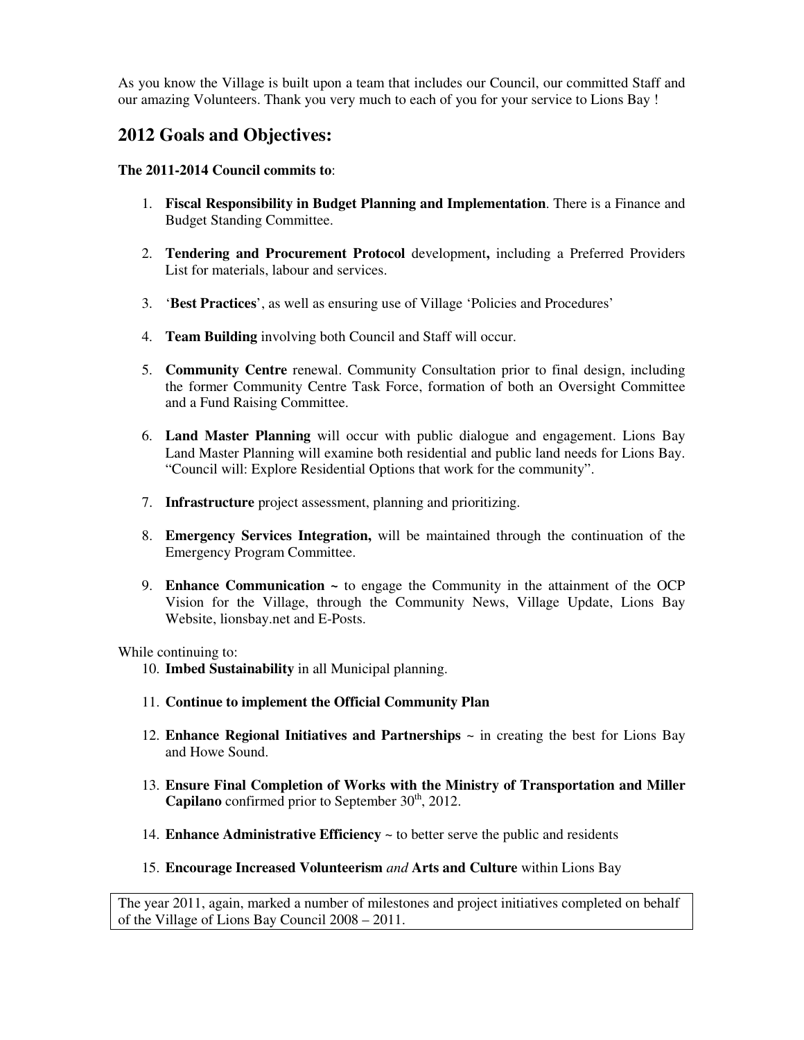As you know the Village is built upon a team that includes our Council, our committed Staff and our amazing Volunteers. Thank you very much to each of you for your service to Lions Bay !

## 2012 Goals and Objectives:

**The 2011-2014 Council commits to**:

1. **Fiscal Responsibility in Budget Planning and Implementation**. There is a Finance and Budget Standing Committee.

2. **Tendering and Procurement Protocol** development**,** including a Preferred Providers List for materials, labour and services.

3. '**Best Practices**', as well as ensuring use of Village 'Policies and Procedures'

4. **Team Building** involving both Council and Staff will occur.

5. **Community Centre** renewal. Community Consultation prior to final design, including the former Community Centre Task Force, formation of both an Oversight Committee and a Fund Raising Committee.

6. **Land Master Planning** will occur with public dialogue and engagement. Lions Bay Land Master Planning will examine both residential and public land needs for Lions Bay. "Council will: Explore Residential Options that work for the community".

7. **Infrastructure** project assessment, planning and prioritizing.

8. **Emergency Services Integration,** will be maintained through the continuation of the Emergency Program Committee.

9. **Enhance Communication ~** to engage the Community in the attainment of the OCP Vision for the Village, through the Community News, Village Update, Lions Bay Website, lionsbay.net and E-Posts.

While continuing to:

10. **Imbed Sustainability** in all Municipal planning.

11. **Continue to implement the Official Community Plan**

12. **Enhance Regional Initiatives and Partnerships** ~ in creating the best for Lions Bay and Howe Sound.

13. **Ensure Final Completion of Works with the Ministry of Transportation and Miller Capilano** confirmed prior to September 30th, 2012.

14. **Enhance Administrative Efficiency** ~ to better serve the public and residents

15. **Encourage Increased Volunteerism** *and* **Arts and Culture** within Lions Bay

The year 2011, again, marked a number of milestones and project initiatives completed on behalf of the Village of Lions Bay Council 2008 – 2011.